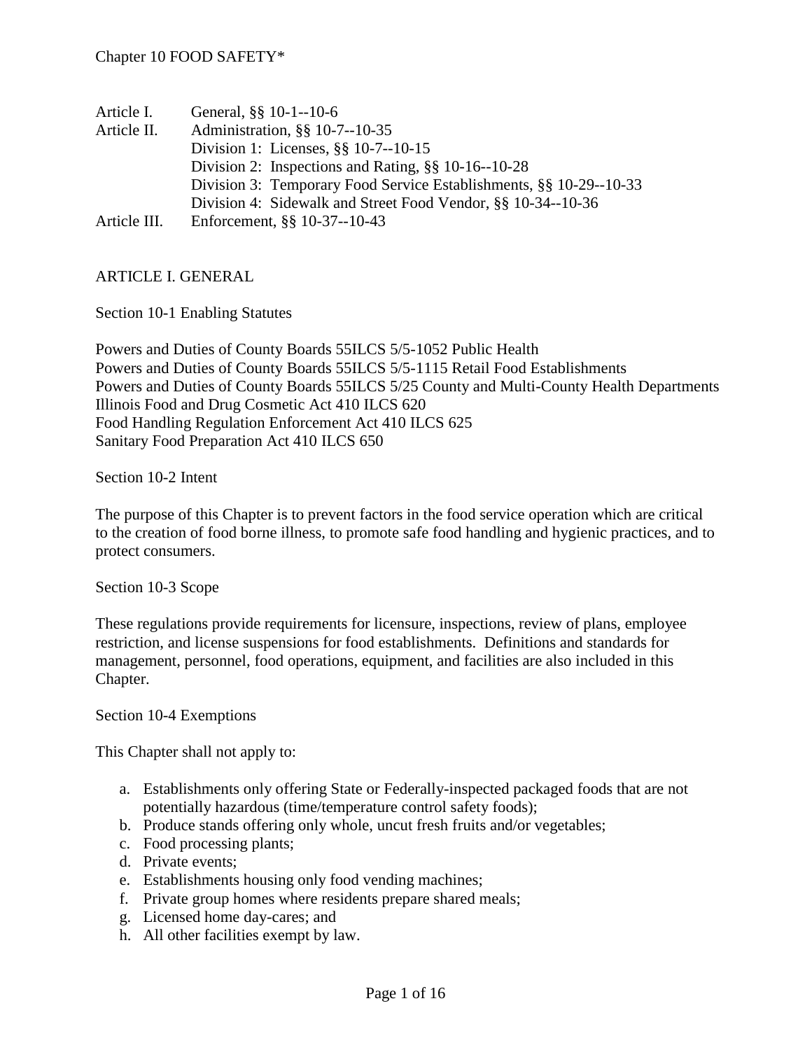# Chapter 10 FOOD SAFETY*

| | |
|---|---|
| Article I. | General, §§ 10-1--10-6 |
| Article II. | Administration, §§ 10-7--10-35 |
| | Division 1: Licenses, §§ 10-7--10-15 |
| | Division 2: Inspections and Rating, §§ 10-16--10-28 |
| | Division 3: Temporary Food Service Establishments, §§ 10-29--10-33 |
| | Division 4: Sidewalk and Street Food Vendor, §§ 10-34--10-36 |
| Article III. | Enforcement, §§ 10-37--10-43 |

## ARTICLE I. GENERAL

### Section 10-1 Enabling Statutes

Powers and Duties of County Boards 55ILCS 5/5-1052 Public Health
Powers and Duties of County Boards 55ILCS 5/5-1115 Retail Food Establishments
Powers and Duties of County Boards 55ILCS 5/25 County and Multi-County Health Departments
Illinois Food and Drug Cosmetic Act 410 ILCS 620
Food Handling Regulation Enforcement Act 410 ILCS 625
Sanitary Food Preparation Act 410 ILCS 650

### Section 10-2 Intent

The purpose of this Chapter is to prevent factors in the food service operation which are critical to the creation of food borne illness, to promote safe food handling and hygienic practices, and to protect consumers.

### Section 10-3 Scope

These regulations provide requirements for licensure, inspections, review of plans, employee restriction, and license suspensions for food establishments. Definitions and standards for management, personnel, food operations, equipment, and facilities are also included in this Chapter.

### Section 10-4 Exemptions

This Chapter shall not apply to:

a. Establishments only offering State or Federally-inspected packaged foods that are not potentially hazardous (time/temperature control safety foods);
b. Produce stands offering only whole, uncut fresh fruits and/or vegetables;
c. Food processing plants;
d. Private events;
e. Establishments housing only food vending machines;
f. Private group homes where residents prepare shared meals;
g. Licensed home day-cares; and
h. All other facilities exempt by law.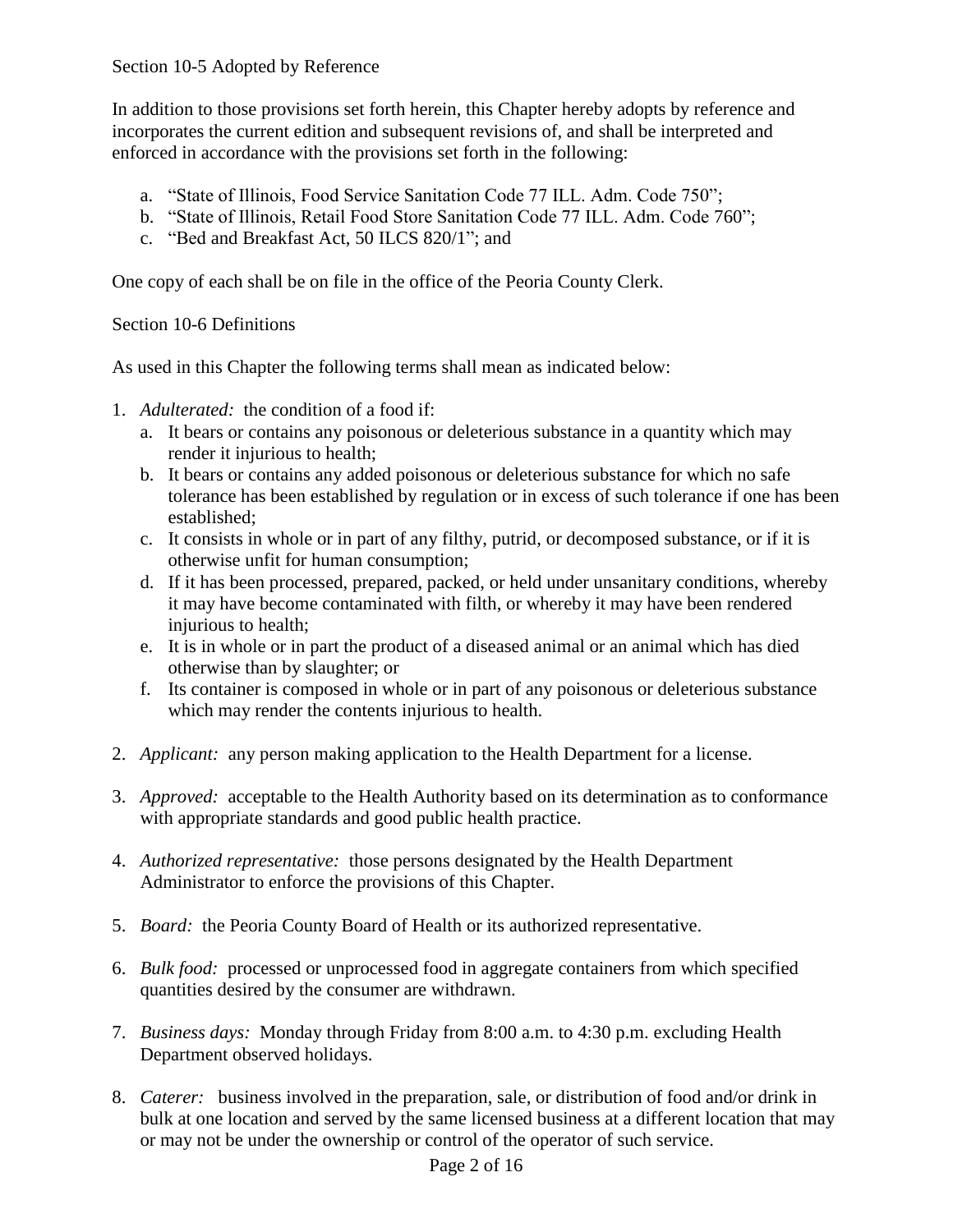## Section 10-5 Adopted by Reference

In addition to those provisions set forth herein, this Chapter hereby adopts by reference and incorporates the current edition and subsequent revisions of, and shall be interpreted and enforced in accordance with the provisions set forth in the following:

a. "State of Illinois, Food Service Sanitation Code 77 ILL. Adm. Code 750";
b. "State of Illinois, Retail Food Store Sanitation Code 77 ILL. Adm. Code 760";
c. "Bed and Breakfast Act, 50 ILCS 820/1"; and

One copy of each shall be on file in the office of the Peoria County Clerk.

## Section 10-6 Definitions

As used in this Chapter the following terms shall mean as indicated below:

1. *Adulterated:* the condition of a food if:
   a. It bears or contains any poisonous or deleterious substance in a quantity which may render it injurious to health;
   b. It bears or contains any added poisonous or deleterious substance for which no safe tolerance has been established by regulation or in excess of such tolerance if one has been established;
   c. It consists in whole or in part of any filthy, putrid, or decomposed substance, or if it is otherwise unfit for human consumption;
   d. If it has been processed, prepared, packed, or held under unsanitary conditions, whereby it may have become contaminated with filth, or whereby it may have been rendered injurious to health;
   e. It is in whole or in part the product of a diseased animal or an animal which has died otherwise than by slaughter; or
   f. Its container is composed in whole or in part of any poisonous or deleterious substance which may render the contents injurious to health.

2. *Applicant:* any person making application to the Health Department for a license.

3. *Approved:* acceptable to the Health Authority based on its determination as to conformance with appropriate standards and good public health practice.

4. *Authorized representative:* those persons designated by the Health Department Administrator to enforce the provisions of this Chapter.

5. *Board:* the Peoria County Board of Health or its authorized representative.

6. *Bulk food:* processed or unprocessed food in aggregate containers from which specified quantities desired by the consumer are withdrawn.

7. *Business days:* Monday through Friday from 8:00 a.m. to 4:30 p.m. excluding Health Department observed holidays.

8. *Caterer:* business involved in the preparation, sale, or distribution of food and/or drink in bulk at one location and served by the same licensed business at a different location that may or may not be under the ownership or control of the operator of such service.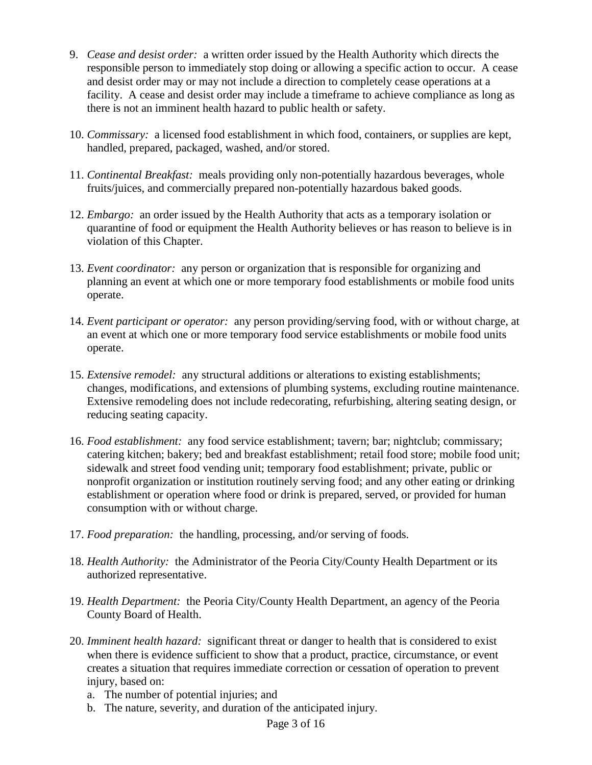9. *Cease and desist order:* a written order issued by the Health Authority which directs the responsible person to immediately stop doing or allowing a specific action to occur. A cease and desist order may or may not include a direction to completely cease operations at a facility. A cease and desist order may include a timeframe to achieve compliance as long as there is not an imminent health hazard to public health or safety.

10. *Commissary:* a licensed food establishment in which food, containers, or supplies are kept, handled, prepared, packaged, washed, and/or stored.

11. *Continental Breakfast:* meals providing only non-potentially hazardous beverages, whole fruits/juices, and commercially prepared non-potentially hazardous baked goods.

12. *Embargo:* an order issued by the Health Authority that acts as a temporary isolation or quarantine of food or equipment the Health Authority believes or has reason to believe is in violation of this Chapter.

13. *Event coordinator:* any person or organization that is responsible for organizing and planning an event at which one or more temporary food establishments or mobile food units operate.

14. *Event participant or operator:* any person providing/serving food, with or without charge, at an event at which one or more temporary food service establishments or mobile food units operate.

15. *Extensive remodel:* any structural additions or alterations to existing establishments; changes, modifications, and extensions of plumbing systems, excluding routine maintenance. Extensive remodeling does not include redecorating, refurbishing, altering seating design, or reducing seating capacity.

16. *Food establishment:* any food service establishment; tavern; bar; nightclub; commissary; catering kitchen; bakery; bed and breakfast establishment; retail food store; mobile food unit; sidewalk and street food vending unit; temporary food establishment; private, public or nonprofit organization or institution routinely serving food; and any other eating or drinking establishment or operation where food or drink is prepared, served, or provided for human consumption with or without charge.

17. *Food preparation:* the handling, processing, and/or serving of foods.

18. *Health Authority:* the Administrator of the Peoria City/County Health Department or its authorized representative.

19. *Health Department:* the Peoria City/County Health Department, an agency of the Peoria County Board of Health.

20. *Imminent health hazard:* significant threat or danger to health that is considered to exist when there is evidence sufficient to show that a product, practice, circumstance, or event creates a situation that requires immediate correction or cessation of operation to prevent injury, based on:
    a. The number of potential injuries; and
    b. The nature, severity, and duration of the anticipated injury.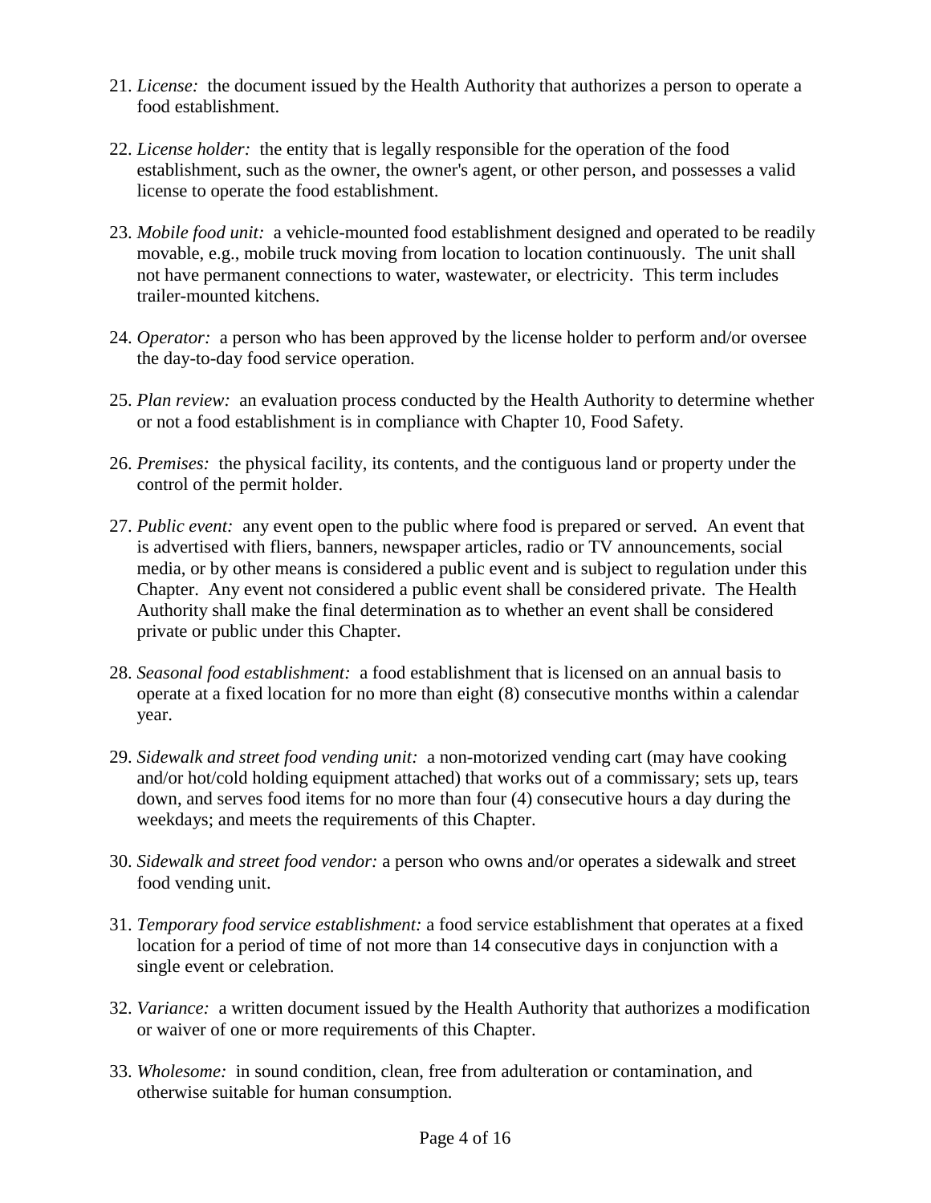21. *License:* the document issued by the Health Authority that authorizes a person to operate a food establishment.

22. *License holder:* the entity that is legally responsible for the operation of the food establishment, such as the owner, the owner's agent, or other person, and possesses a valid license to operate the food establishment.

23. *Mobile food unit:* a vehicle-mounted food establishment designed and operated to be readily movable, e.g., mobile truck moving from location to location continuously. The unit shall not have permanent connections to water, wastewater, or electricity. This term includes trailer-mounted kitchens.

24. *Operator:* a person who has been approved by the license holder to perform and/or oversee the day-to-day food service operation.

25. *Plan review:* an evaluation process conducted by the Health Authority to determine whether or not a food establishment is in compliance with Chapter 10, Food Safety.

26. *Premises:* the physical facility, its contents, and the contiguous land or property under the control of the permit holder.

27. *Public event:* any event open to the public where food is prepared or served. An event that is advertised with fliers, banners, newspaper articles, radio or TV announcements, social media, or by other means is considered a public event and is subject to regulation under this Chapter. Any event not considered a public event shall be considered private. The Health Authority shall make the final determination as to whether an event shall be considered private or public under this Chapter.

28. *Seasonal food establishment:* a food establishment that is licensed on an annual basis to operate at a fixed location for no more than eight (8) consecutive months within a calendar year.

29. *Sidewalk and street food vending unit:* a non-motorized vending cart (may have cooking and/or hot/cold holding equipment attached) that works out of a commissary; sets up, tears down, and serves food items for no more than four (4) consecutive hours a day during the weekdays; and meets the requirements of this Chapter.

30. *Sidewalk and street food vendor:* a person who owns and/or operates a sidewalk and street food vending unit.

31. *Temporary food service establishment:* a food service establishment that operates at a fixed location for a period of time of not more than 14 consecutive days in conjunction with a single event or celebration.

32. *Variance:* a written document issued by the Health Authority that authorizes a modification or waiver of one or more requirements of this Chapter.

33. *Wholesome:* in sound condition, clean, free from adulteration or contamination, and otherwise suitable for human consumption.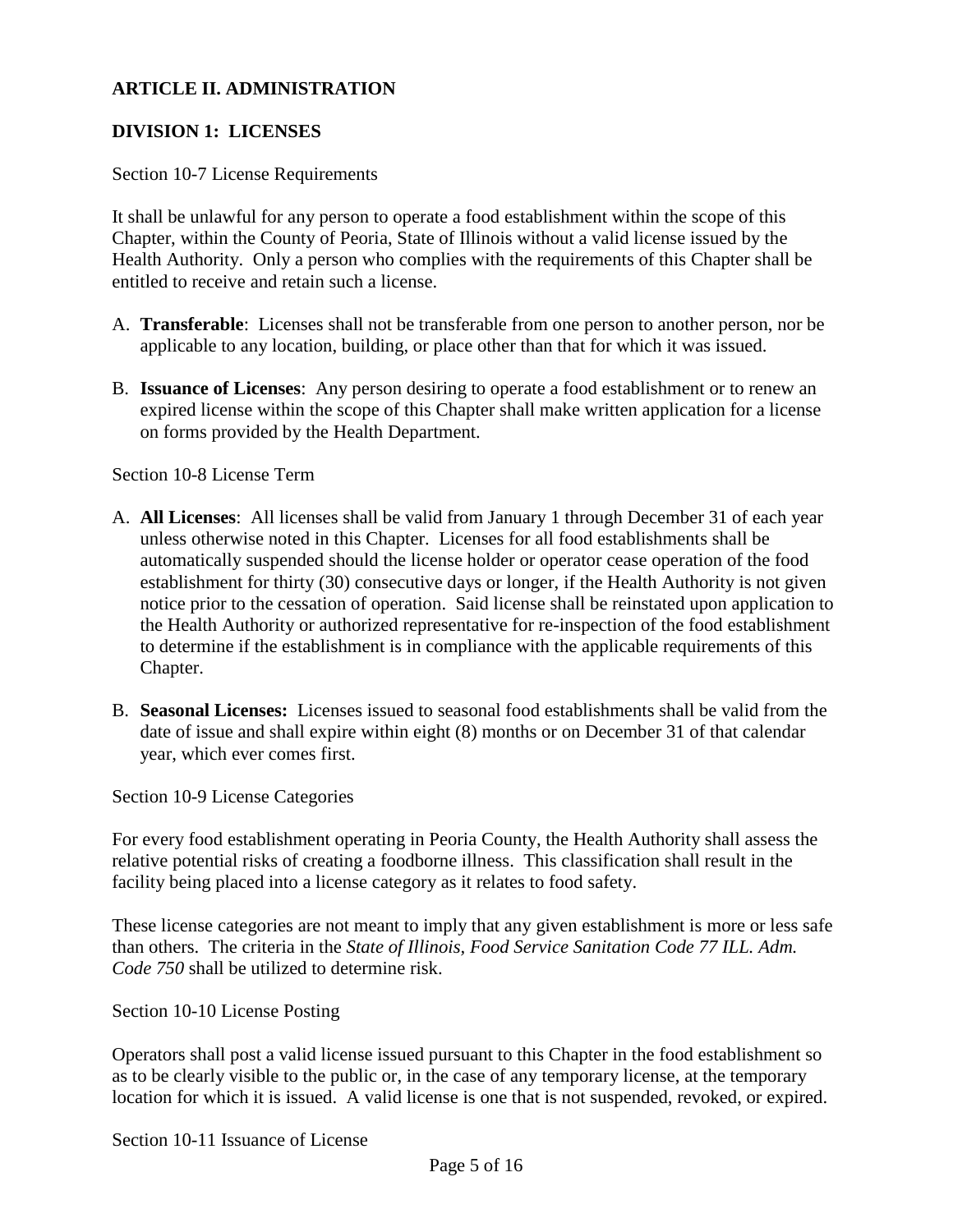## ARTICLE II. ADMINISTRATION

### DIVISION 1: LICENSES

Section 10-7 License Requirements

It shall be unlawful for any person to operate a food establishment within the scope of this Chapter, within the County of Peoria, State of Illinois without a valid license issued by the Health Authority. Only a person who complies with the requirements of this Chapter shall be entitled to receive and retain such a license.

A. **Transferable**: Licenses shall not be transferable from one person to another person, nor be applicable to any location, building, or place other than that for which it was issued.

B. **Issuance of Licenses**: Any person desiring to operate a food establishment or to renew an expired license within the scope of this Chapter shall make written application for a license on forms provided by the Health Department.

Section 10-8 License Term

A. **All Licenses**: All licenses shall be valid from January 1 through December 31 of each year unless otherwise noted in this Chapter. Licenses for all food establishments shall be automatically suspended should the license holder or operator cease operation of the food establishment for thirty (30) consecutive days or longer, if the Health Authority is not given notice prior to the cessation of operation. Said license shall be reinstated upon application to the Health Authority or authorized representative for re-inspection of the food establishment to determine if the establishment is in compliance with the applicable requirements of this Chapter.

B. **Seasonal Licenses:** Licenses issued to seasonal food establishments shall be valid from the date of issue and shall expire within eight (8) months or on December 31 of that calendar year, which ever comes first.

Section 10-9 License Categories

For every food establishment operating in Peoria County, the Health Authority shall assess the relative potential risks of creating a foodborne illness. This classification shall result in the facility being placed into a license category as it relates to food safety.

These license categories are not meant to imply that any given establishment is more or less safe than others. The criteria in the *State of Illinois, Food Service Sanitation Code 77 ILL. Adm. Code 750* shall be utilized to determine risk.

Section 10-10 License Posting

Operators shall post a valid license issued pursuant to this Chapter in the food establishment so as to be clearly visible to the public or, in the case of any temporary license, at the temporary location for which it is issued. A valid license is one that is not suspended, revoked, or expired.

Section 10-11 Issuance of License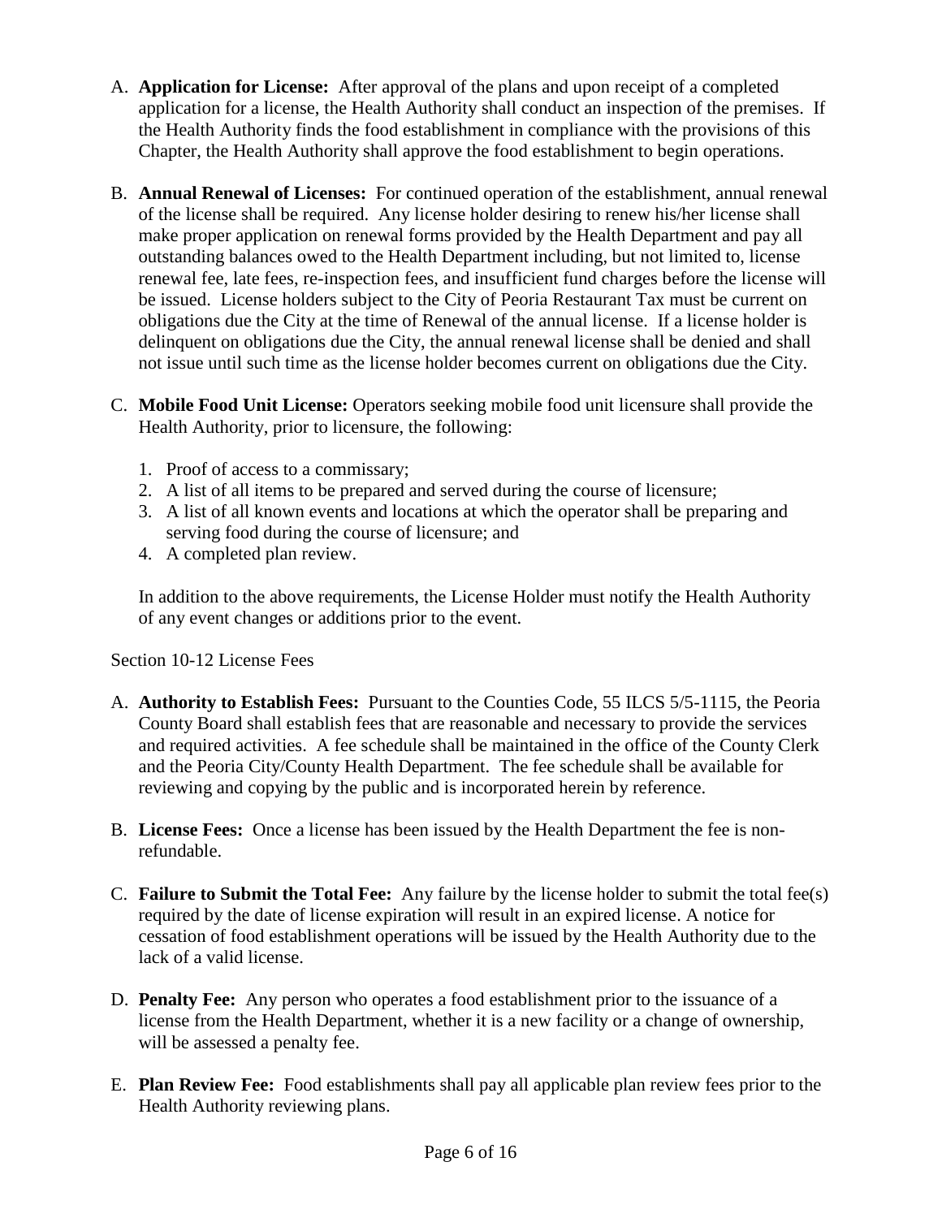A. **Application for License:** After approval of the plans and upon receipt of a completed application for a license, the Health Authority shall conduct an inspection of the premises. If the Health Authority finds the food establishment in compliance with the provisions of this Chapter, the Health Authority shall approve the food establishment to begin operations.

B. **Annual Renewal of Licenses:** For continued operation of the establishment, annual renewal of the license shall be required. Any license holder desiring to renew his/her license shall make proper application on renewal forms provided by the Health Department and pay all outstanding balances owed to the Health Department including, but not limited to, license renewal fee, late fees, re-inspection fees, and insufficient fund charges before the license will be issued. License holders subject to the City of Peoria Restaurant Tax must be current on obligations due the City at the time of Renewal of the annual license. If a license holder is delinquent on obligations due the City, the annual renewal license shall be denied and shall not issue until such time as the license holder becomes current on obligations due the City.

C. **Mobile Food Unit License:** Operators seeking mobile food unit licensure shall provide the Health Authority, prior to licensure, the following:

   1. Proof of access to a commissary;
   2. A list of all items to be prepared and served during the course of licensure;
   3. A list of all known events and locations at which the operator shall be preparing and serving food during the course of licensure; and
   4. A completed plan review.

   In addition to the above requirements, the License Holder must notify the Health Authority of any event changes or additions prior to the event.

Section 10-12 License Fees

A. **Authority to Establish Fees:** Pursuant to the Counties Code, 55 ILCS 5/5-1115, the Peoria County Board shall establish fees that are reasonable and necessary to provide the services and required activities. A fee schedule shall be maintained in the office of the County Clerk and the Peoria City/County Health Department. The fee schedule shall be available for reviewing and copying by the public and is incorporated herein by reference.

B. **License Fees:** Once a license has been issued by the Health Department the fee is non-refundable.

C. **Failure to Submit the Total Fee:** Any failure by the license holder to submit the total fee(s) required by the date of license expiration will result in an expired license. A notice for cessation of food establishment operations will be issued by the Health Authority due to the lack of a valid license.

D. **Penalty Fee:** Any person who operates a food establishment prior to the issuance of a license from the Health Department, whether it is a new facility or a change of ownership, will be assessed a penalty fee.

E. **Plan Review Fee:** Food establishments shall pay all applicable plan review fees prior to the Health Authority reviewing plans.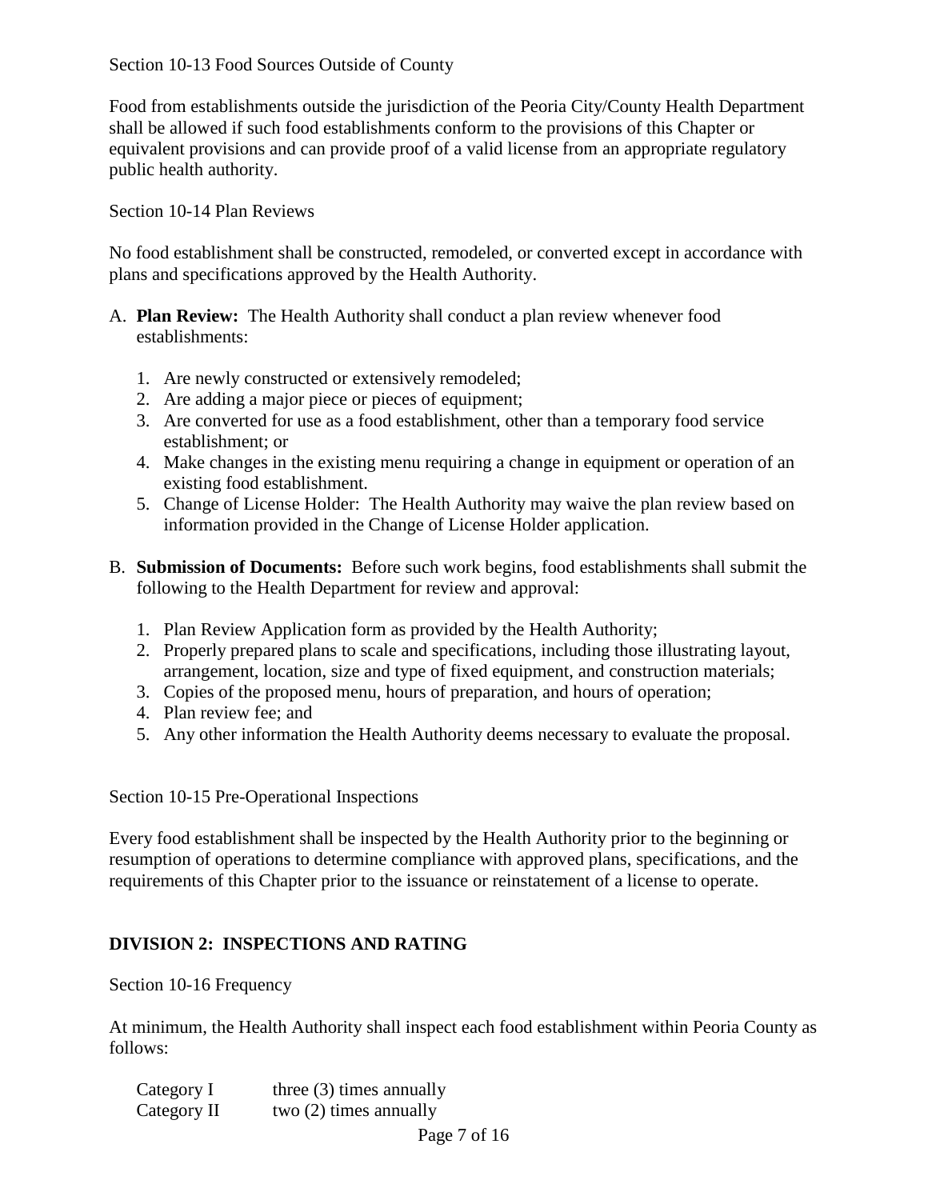Section 10-13 Food Sources Outside of County

Food from establishments outside the jurisdiction of the Peoria City/County Health Department shall be allowed if such food establishments conform to the provisions of this Chapter or equivalent provisions and can provide proof of a valid license from an appropriate regulatory public health authority.

Section 10-14 Plan Reviews

No food establishment shall be constructed, remodeled, or converted except in accordance with plans and specifications approved by the Health Authority.

A. **Plan Review:** The Health Authority shall conduct a plan review whenever food establishments:

   1. Are newly constructed or extensively remodeled;
   2. Are adding a major piece or pieces of equipment;
   3. Are converted for use as a food establishment, other than a temporary food service establishment; or
   4. Make changes in the existing menu requiring a change in equipment or operation of an existing food establishment.
   5. Change of License Holder: The Health Authority may waive the plan review based on information provided in the Change of License Holder application.

B. **Submission of Documents:** Before such work begins, food establishments shall submit the following to the Health Department for review and approval:

   1. Plan Review Application form as provided by the Health Authority;
   2. Properly prepared plans to scale and specifications, including those illustrating layout, arrangement, location, size and type of fixed equipment, and construction materials;
   3. Copies of the proposed menu, hours of preparation, and hours of operation;
   4. Plan review fee; and
   5. Any other information the Health Authority deems necessary to evaluate the proposal.

Section 10-15 Pre-Operational Inspections

Every food establishment shall be inspected by the Health Authority prior to the beginning or resumption of operations to determine compliance with approved plans, specifications, and the requirements of this Chapter prior to the issuance or reinstatement of a license to operate.

## DIVISION 2: INSPECTIONS AND RATING

Section 10-16 Frequency

At minimum, the Health Authority shall inspect each food establishment within Peoria County as follows:

| | |
|---|---|
| Category I | three (3) times annually |
| Category II | two (2) times annually |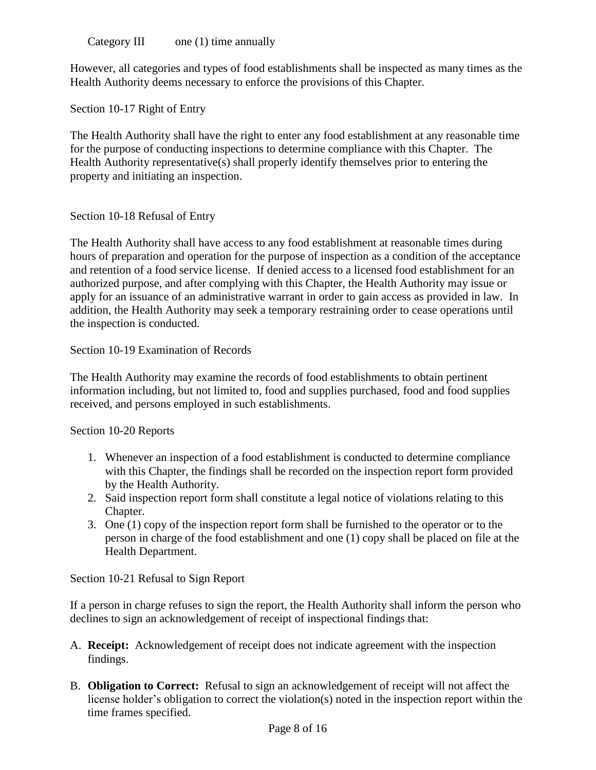Category III one (1) time annually

However, all categories and types of food establishments shall be inspected as many times as the Health Authority deems necessary to enforce the provisions of this Chapter.

Section 10-17 Right of Entry

The Health Authority shall have the right to enter any food establishment at any reasonable time for the purpose of conducting inspections to determine compliance with this Chapter. The Health Authority representative(s) shall properly identify themselves prior to entering the property and initiating an inspection.

Section 10-18 Refusal of Entry

The Health Authority shall have access to any food establishment at reasonable times during hours of preparation and operation for the purpose of inspection as a condition of the acceptance and retention of a food service license. If denied access to a licensed food establishment for an authorized purpose, and after complying with this Chapter, the Health Authority may issue or apply for an issuance of an administrative warrant in order to gain access as provided in law. In addition, the Health Authority may seek a temporary restraining order to cease operations until the inspection is conducted.

Section 10-19 Examination of Records

The Health Authority may examine the records of food establishments to obtain pertinent information including, but not limited to, food and supplies purchased, food and food supplies received, and persons employed in such establishments.

Section 10-20 Reports

1. Whenever an inspection of a food establishment is conducted to determine compliance with this Chapter, the findings shall be recorded on the inspection report form provided by the Health Authority.
2. Said inspection report form shall constitute a legal notice of violations relating to this Chapter.
3. One (1) copy of the inspection report form shall be furnished to the operator or to the person in charge of the food establishment and one (1) copy shall be placed on file at the Health Department.

Section 10-21 Refusal to Sign Report

If a person in charge refuses to sign the report, the Health Authority shall inform the person who declines to sign an acknowledgement of receipt of inspectional findings that:

A. **Receipt:** Acknowledgement of receipt does not indicate agreement with the inspection findings.

B. **Obligation to Correct:** Refusal to sign an acknowledgement of receipt will not affect the license holder's obligation to correct the violation(s) noted in the inspection report within the time frames specified.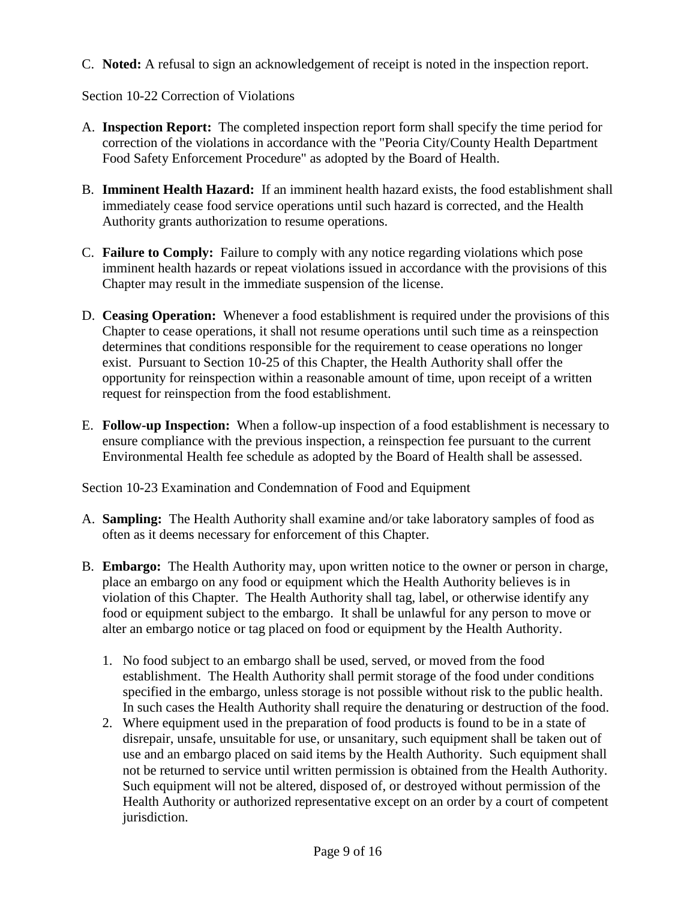C. **Noted:** A refusal to sign an acknowledgement of receipt is noted in the inspection report.

Section 10-22 Correction of Violations

A. **Inspection Report:** The completed inspection report form shall specify the time period for correction of the violations in accordance with the "Peoria City/County Health Department Food Safety Enforcement Procedure" as adopted by the Board of Health.

B. **Imminent Health Hazard:** If an imminent health hazard exists, the food establishment shall immediately cease food service operations until such hazard is corrected, and the Health Authority grants authorization to resume operations.

C. **Failure to Comply:** Failure to comply with any notice regarding violations which pose imminent health hazards or repeat violations issued in accordance with the provisions of this Chapter may result in the immediate suspension of the license.

D. **Ceasing Operation:** Whenever a food establishment is required under the provisions of this Chapter to cease operations, it shall not resume operations until such time as a reinspection determines that conditions responsible for the requirement to cease operations no longer exist. Pursuant to Section 10-25 of this Chapter, the Health Authority shall offer the opportunity for reinspection within a reasonable amount of time, upon receipt of a written request for reinspection from the food establishment.

E. **Follow-up Inspection:** When a follow-up inspection of a food establishment is necessary to ensure compliance with the previous inspection, a reinspection fee pursuant to the current Environmental Health fee schedule as adopted by the Board of Health shall be assessed.

Section 10-23 Examination and Condemnation of Food and Equipment

A. **Sampling:** The Health Authority shall examine and/or take laboratory samples of food as often as it deems necessary for enforcement of this Chapter.

B. **Embargo:** The Health Authority may, upon written notice to the owner or person in charge, place an embargo on any food or equipment which the Health Authority believes is in violation of this Chapter. The Health Authority shall tag, label, or otherwise identify any food or equipment subject to the embargo. It shall be unlawful for any person to move or alter an embargo notice or tag placed on food or equipment by the Health Authority.

   1. No food subject to an embargo shall be used, served, or moved from the food establishment. The Health Authority shall permit storage of the food under conditions specified in the embargo, unless storage is not possible without risk to the public health. In such cases the Health Authority shall require the denaturing or destruction of the food.
   2. Where equipment used in the preparation of food products is found to be in a state of disrepair, unsafe, unsuitable for use, or unsanitary, such equipment shall be taken out of use and an embargo placed on said items by the Health Authority. Such equipment shall not be returned to service until written permission is obtained from the Health Authority. Such equipment will not be altered, disposed of, or destroyed without permission of the Health Authority or authorized representative except on an order by a court of competent jurisdiction.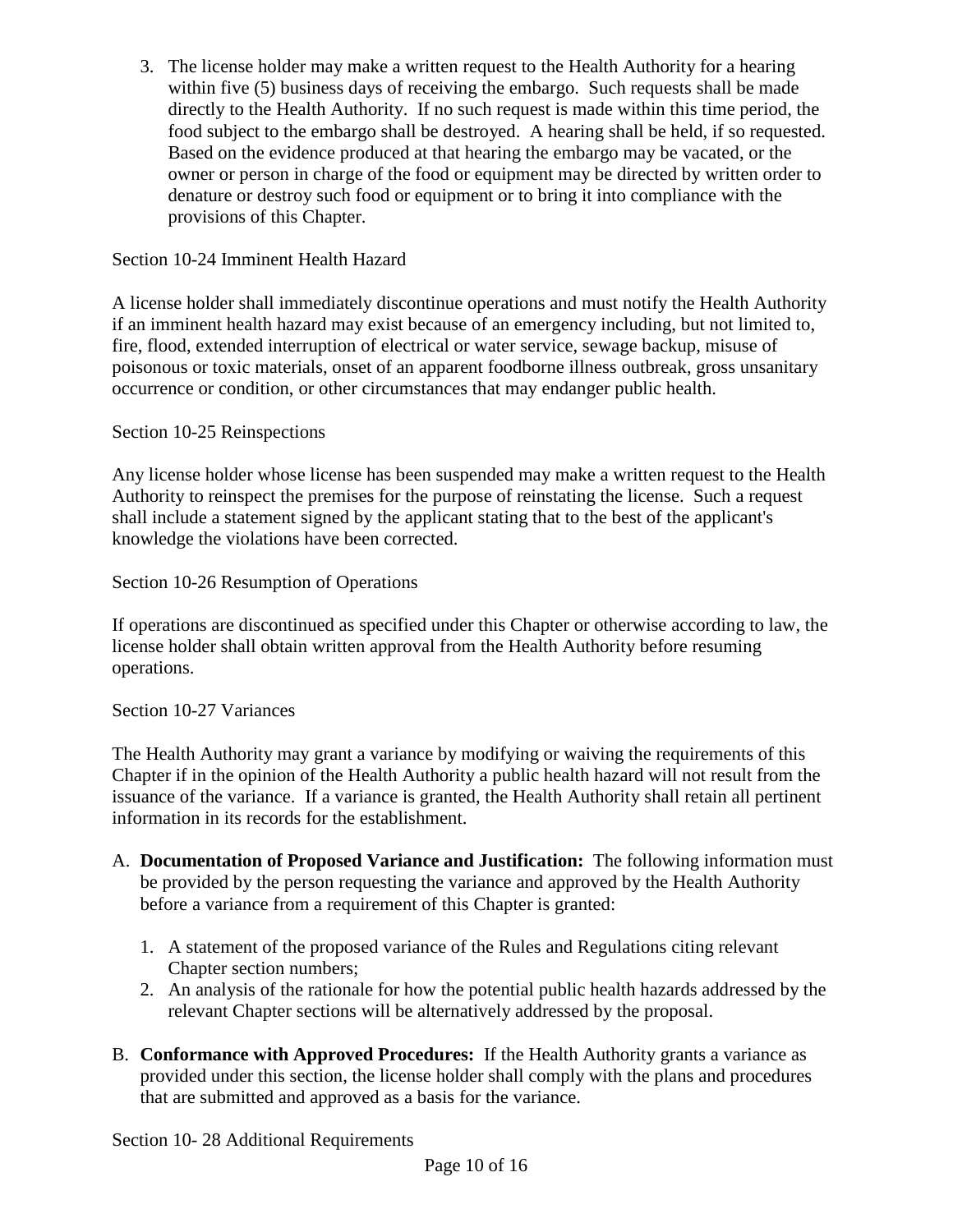3. The license holder may make a written request to the Health Authority for a hearing within five (5) business days of receiving the embargo. Such requests shall be made directly to the Health Authority. If no such request is made within this time period, the food subject to the embargo shall be destroyed. A hearing shall be held, if so requested. Based on the evidence produced at that hearing the embargo may be vacated, or the owner or person in charge of the food or equipment may be directed by written order to denature or destroy such food or equipment or to bring it into compliance with the provisions of this Chapter.

Section 10-24 Imminent Health Hazard

A license holder shall immediately discontinue operations and must notify the Health Authority if an imminent health hazard may exist because of an emergency including, but not limited to, fire, flood, extended interruption of electrical or water service, sewage backup, misuse of poisonous or toxic materials, onset of an apparent foodborne illness outbreak, gross unsanitary occurrence or condition, or other circumstances that may endanger public health.

Section 10-25 Reinspections

Any license holder whose license has been suspended may make a written request to the Health Authority to reinspect the premises for the purpose of reinstating the license. Such a request shall include a statement signed by the applicant stating that to the best of the applicant's knowledge the violations have been corrected.

Section 10-26 Resumption of Operations

If operations are discontinued as specified under this Chapter or otherwise according to law, the license holder shall obtain written approval from the Health Authority before resuming operations.

Section 10-27 Variances

The Health Authority may grant a variance by modifying or waiving the requirements of this Chapter if in the opinion of the Health Authority a public health hazard will not result from the issuance of the variance. If a variance is granted, the Health Authority shall retain all pertinent information in its records for the establishment.

A. **Documentation of Proposed Variance and Justification:** The following information must be provided by the person requesting the variance and approved by the Health Authority before a variance from a requirement of this Chapter is granted:

   1. A statement of the proposed variance of the Rules and Regulations citing relevant Chapter section numbers;
   2. An analysis of the rationale for how the potential public health hazards addressed by the relevant Chapter sections will be alternatively addressed by the proposal.

B. **Conformance with Approved Procedures:** If the Health Authority grants a variance as provided under this section, the license holder shall comply with the plans and procedures that are submitted and approved as a basis for the variance.

Section 10- 28 Additional Requirements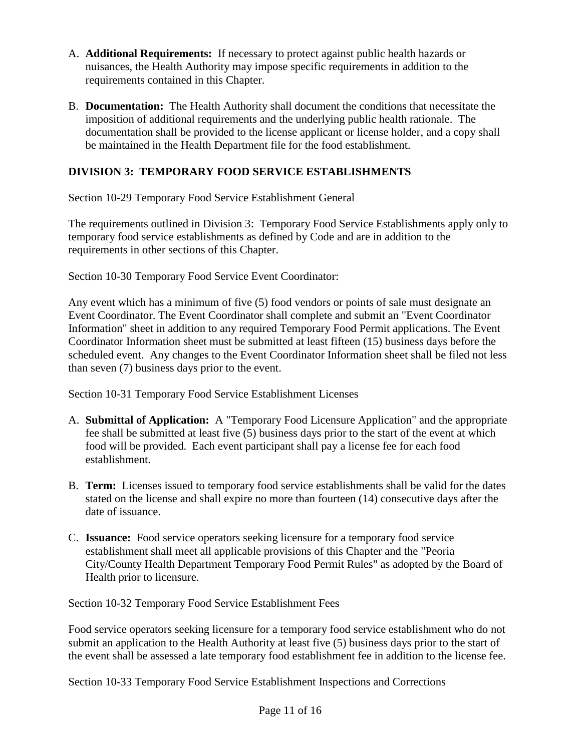A. **Additional Requirements:** If necessary to protect against public health hazards or nuisances, the Health Authority may impose specific requirements in addition to the requirements contained in this Chapter.

B. **Documentation:** The Health Authority shall document the conditions that necessitate the imposition of additional requirements and the underlying public health rationale. The documentation shall be provided to the license applicant or license holder, and a copy shall be maintained in the Health Department file for the food establishment.

## DIVISION 3: TEMPORARY FOOD SERVICE ESTABLISHMENTS

Section 10-29 Temporary Food Service Establishment General

The requirements outlined in Division 3: Temporary Food Service Establishments apply only to temporary food service establishments as defined by Code and are in addition to the requirements in other sections of this Chapter.

Section 10-30 Temporary Food Service Event Coordinator:

Any event which has a minimum of five (5) food vendors or points of sale must designate an Event Coordinator. The Event Coordinator shall complete and submit an "Event Coordinator Information" sheet in addition to any required Temporary Food Permit applications. The Event Coordinator Information sheet must be submitted at least fifteen (15) business days before the scheduled event. Any changes to the Event Coordinator Information sheet shall be filed not less than seven (7) business days prior to the event.

Section 10-31 Temporary Food Service Establishment Licenses

A. **Submittal of Application:** A "Temporary Food Licensure Application" and the appropriate fee shall be submitted at least five (5) business days prior to the start of the event at which food will be provided. Each event participant shall pay a license fee for each food establishment.

B. **Term:** Licenses issued to temporary food service establishments shall be valid for the dates stated on the license and shall expire no more than fourteen (14) consecutive days after the date of issuance.

C. **Issuance:** Food service operators seeking licensure for a temporary food service establishment shall meet all applicable provisions of this Chapter and the "Peoria City/County Health Department Temporary Food Permit Rules" as adopted by the Board of Health prior to licensure.

Section 10-32 Temporary Food Service Establishment Fees

Food service operators seeking licensure for a temporary food service establishment who do not submit an application to the Health Authority at least five (5) business days prior to the start of the event shall be assessed a late temporary food establishment fee in addition to the license fee.

Section 10-33 Temporary Food Service Establishment Inspections and Corrections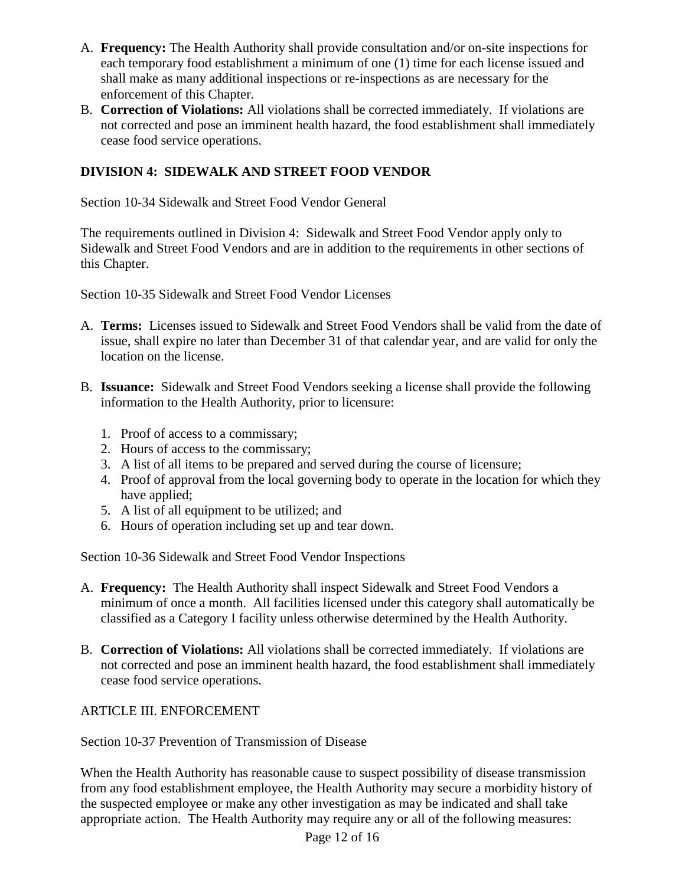A. **Frequency:** The Health Authority shall provide consultation and/or on-site inspections for each temporary food establishment a minimum of one (1) time for each license issued and shall make as many additional inspections or re-inspections as are necessary for the enforcement of this Chapter.
B. **Correction of Violations:** All violations shall be corrected immediately. If violations are not corrected and pose an imminent health hazard, the food establishment shall immediately cease food service operations.

## DIVISION 4: SIDEWALK AND STREET FOOD VENDOR

Section 10-34 Sidewalk and Street Food Vendor General

The requirements outlined in Division 4: Sidewalk and Street Food Vendor apply only to Sidewalk and Street Food Vendors and are in addition to the requirements in other sections of this Chapter.

Section 10-35 Sidewalk and Street Food Vendor Licenses

A. **Terms:** Licenses issued to Sidewalk and Street Food Vendors shall be valid from the date of issue, shall expire no later than December 31 of that calendar year, and are valid for only the location on the license.

B. **Issuance:** Sidewalk and Street Food Vendors seeking a license shall provide the following information to the Health Authority, prior to licensure:

   1. Proof of access to a commissary;
   2. Hours of access to the commissary;
   3. A list of all items to be prepared and served during the course of licensure;
   4. Proof of approval from the local governing body to operate in the location for which they have applied;
   5. A list of all equipment to be utilized; and
   6. Hours of operation including set up and tear down.

Section 10-36 Sidewalk and Street Food Vendor Inspections

A. **Frequency:** The Health Authority shall inspect Sidewalk and Street Food Vendors a minimum of once a month. All facilities licensed under this category shall automatically be classified as a Category I facility unless otherwise determined by the Health Authority.

B. **Correction of Violations:** All violations shall be corrected immediately. If violations are not corrected and pose an imminent health hazard, the food establishment shall immediately cease food service operations.

ARTICLE III. ENFORCEMENT

Section 10-37 Prevention of Transmission of Disease

When the Health Authority has reasonable cause to suspect possibility of disease transmission from any food establishment employee, the Health Authority may secure a morbidity history of the suspected employee or make any other investigation as may be indicated and shall take appropriate action. The Health Authority may require any or all of the following measures: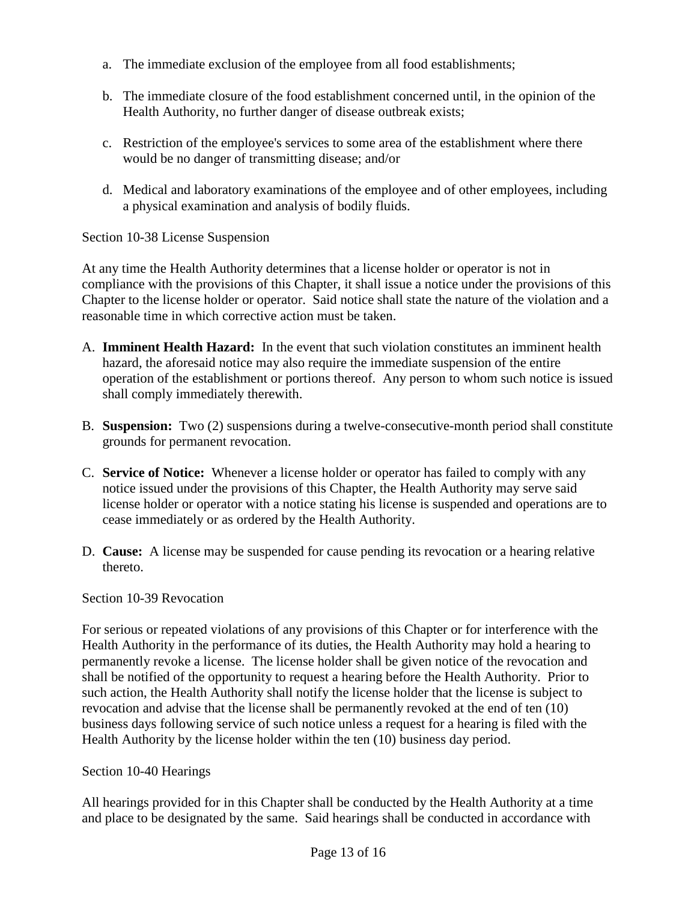a. The immediate exclusion of the employee from all food establishments;

b. The immediate closure of the food establishment concerned until, in the opinion of the Health Authority, no further danger of disease outbreak exists;

c. Restriction of the employee's services to some area of the establishment where there would be no danger of transmitting disease; and/or

d. Medical and laboratory examinations of the employee and of other employees, including a physical examination and analysis of bodily fluids.

Section 10-38 License Suspension

At any time the Health Authority determines that a license holder or operator is not in compliance with the provisions of this Chapter, it shall issue a notice under the provisions of this Chapter to the license holder or operator. Said notice shall state the nature of the violation and a reasonable time in which corrective action must be taken.

A. **Imminent Health Hazard:** In the event that such violation constitutes an imminent health hazard, the aforesaid notice may also require the immediate suspension of the entire operation of the establishment or portions thereof. Any person to whom such notice is issued shall comply immediately therewith.

B. **Suspension:** Two (2) suspensions during a twelve-consecutive-month period shall constitute grounds for permanent revocation.

C. **Service of Notice:** Whenever a license holder or operator has failed to comply with any notice issued under the provisions of this Chapter, the Health Authority may serve said license holder or operator with a notice stating his license is suspended and operations are to cease immediately or as ordered by the Health Authority.

D. **Cause:** A license may be suspended for cause pending its revocation or a hearing relative thereto.

Section 10-39 Revocation

For serious or repeated violations of any provisions of this Chapter or for interference with the Health Authority in the performance of its duties, the Health Authority may hold a hearing to permanently revoke a license. The license holder shall be given notice of the revocation and shall be notified of the opportunity to request a hearing before the Health Authority. Prior to such action, the Health Authority shall notify the license holder that the license is subject to revocation and advise that the license shall be permanently revoked at the end of ten (10) business days following service of such notice unless a request for a hearing is filed with the Health Authority by the license holder within the ten (10) business day period.

Section 10-40 Hearings

All hearings provided for in this Chapter shall be conducted by the Health Authority at a time and place to be designated by the same. Said hearings shall be conducted in accordance with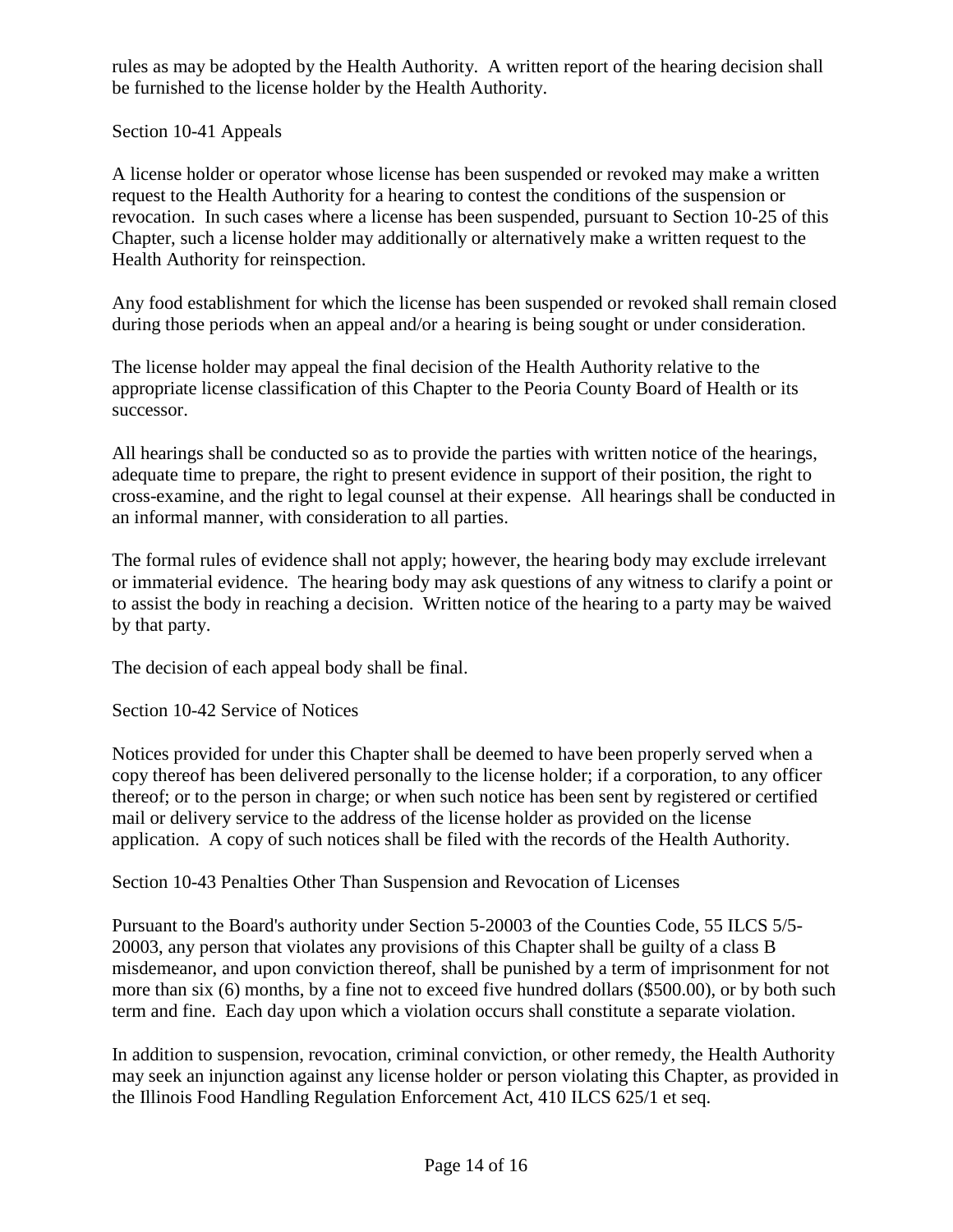rules as may be adopted by the Health Authority. A written report of the hearing decision shall be furnished to the license holder by the Health Authority.

## Section 10-41 Appeals

A license holder or operator whose license has been suspended or revoked may make a written request to the Health Authority for a hearing to contest the conditions of the suspension or revocation. In such cases where a license has been suspended, pursuant to Section 10-25 of this Chapter, such a license holder may additionally or alternatively make a written request to the Health Authority for reinspection.

Any food establishment for which the license has been suspended or revoked shall remain closed during those periods when an appeal and/or a hearing is being sought or under consideration.

The license holder may appeal the final decision of the Health Authority relative to the appropriate license classification of this Chapter to the Peoria County Board of Health or its successor.

All hearings shall be conducted so as to provide the parties with written notice of the hearings, adequate time to prepare, the right to present evidence in support of their position, the right to cross-examine, and the right to legal counsel at their expense. All hearings shall be conducted in an informal manner, with consideration to all parties.

The formal rules of evidence shall not apply; however, the hearing body may exclude irrelevant or immaterial evidence. The hearing body may ask questions of any witness to clarify a point or to assist the body in reaching a decision. Written notice of the hearing to a party may be waived by that party.

The decision of each appeal body shall be final.

## Section 10-42 Service of Notices

Notices provided for under this Chapter shall be deemed to have been properly served when a copy thereof has been delivered personally to the license holder; if a corporation, to any officer thereof; or to the person in charge; or when such notice has been sent by registered or certified mail or delivery service to the address of the license holder as provided on the license application. A copy of such notices shall be filed with the records of the Health Authority.

## Section 10-43 Penalties Other Than Suspension and Revocation of Licenses

Pursuant to the Board's authority under Section 5-20003 of the Counties Code, 55 ILCS 5/5-20003, any person that violates any provisions of this Chapter shall be guilty of a class B misdemeanor, and upon conviction thereof, shall be punished by a term of imprisonment for not more than six (6) months, by a fine not to exceed five hundred dollars ($500.00), or by both such term and fine. Each day upon which a violation occurs shall constitute a separate violation.

In addition to suspension, revocation, criminal conviction, or other remedy, the Health Authority may seek an injunction against any license holder or person violating this Chapter, as provided in the Illinois Food Handling Regulation Enforcement Act, 410 ILCS 625/1 et seq.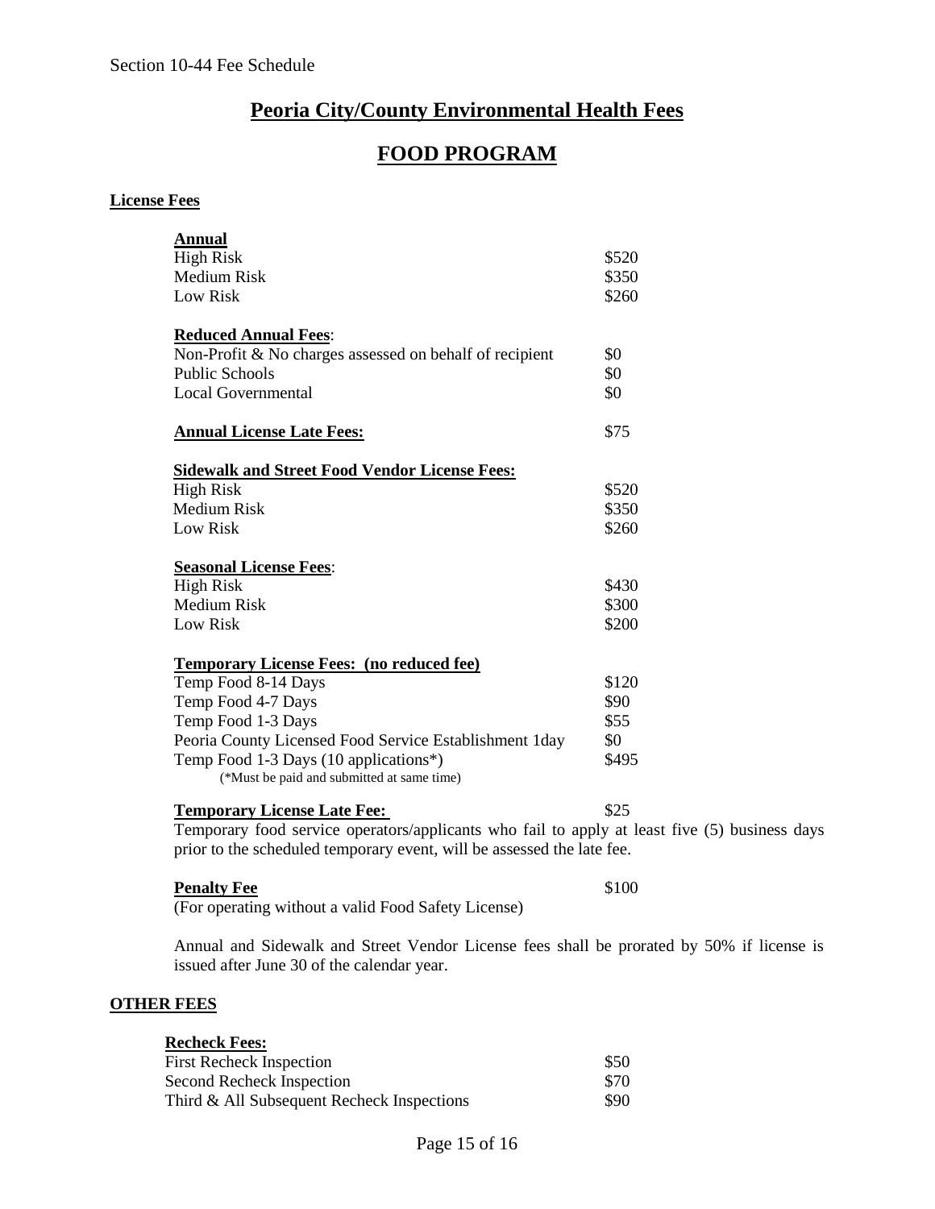Section 10-44 Fee Schedule

# Peoria City/County Environmental Health Fees

## FOOD PROGRAM

### License Fees

**Annual**

| | |
|---|---|
| High Risk | \$520 |
| Medium Risk | \$350 |
| Low Risk | \$260 |

**Reduced Annual Fees**:

| | |
|---|---|
| Non-Profit & No charges assessed on behalf of recipient | \$0 |
| Public Schools | \$0 |
| Local Governmental | \$0 |

**Annual License Late Fees:** \$75

**Sidewalk and Street Food Vendor License Fees:**

| | |
|---|---|
| High Risk | \$520 |
| Medium Risk | \$350 |
| Low Risk | \$260 |

**Seasonal License Fees**:

| | |
|---|---|
| High Risk | \$430 |
| Medium Risk | \$300 |
| Low Risk | \$200 |

**Temporary License Fees: (no reduced fee)**

| | |
|---|---|
| Temp Food 8-14 Days | \$120 |
| Temp Food 4-7 Days | \$90 |
| Temp Food 1-3 Days | \$55 |
| Peoria County Licensed Food Service Establishment 1day | \$0 |
| Temp Food 1-3 Days (10 applications*) | \$495 |

(*Must be paid and submitted at same time)

**Temporary License Late Fee:** \$25

Temporary food service operators/applicants who fail to apply at least five (5) business days prior to the scheduled temporary event, will be assessed the late fee.

**Penalty Fee** \$100

(For operating without a valid Food Safety License)

Annual and Sidewalk and Street Vendor License fees shall be prorated by 50% if license is issued after June 30 of the calendar year.

### OTHER FEES

**Recheck Fees:**

| | |
|---|---|
| First Recheck Inspection | \$50 |
| Second Recheck Inspection | \$70 |
| Third & All Subsequent Recheck Inspections | \$90 |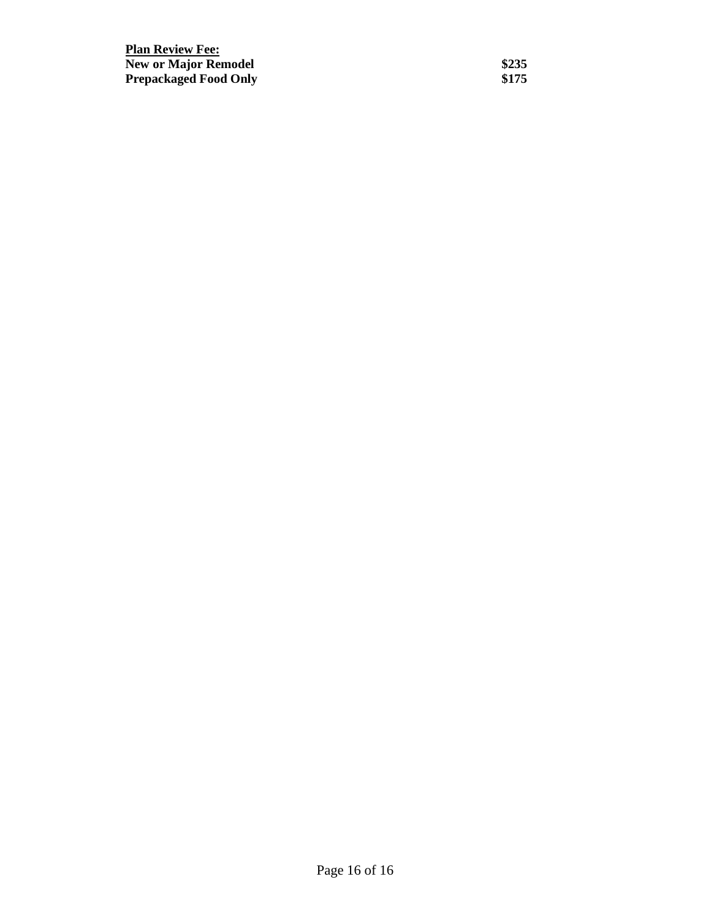**<u>Plan Review Fee:</u>**

| | |
|---|---|
| **New or Major Remodel** | **$235** |
| **Prepackaged Food Only** | **$175** |